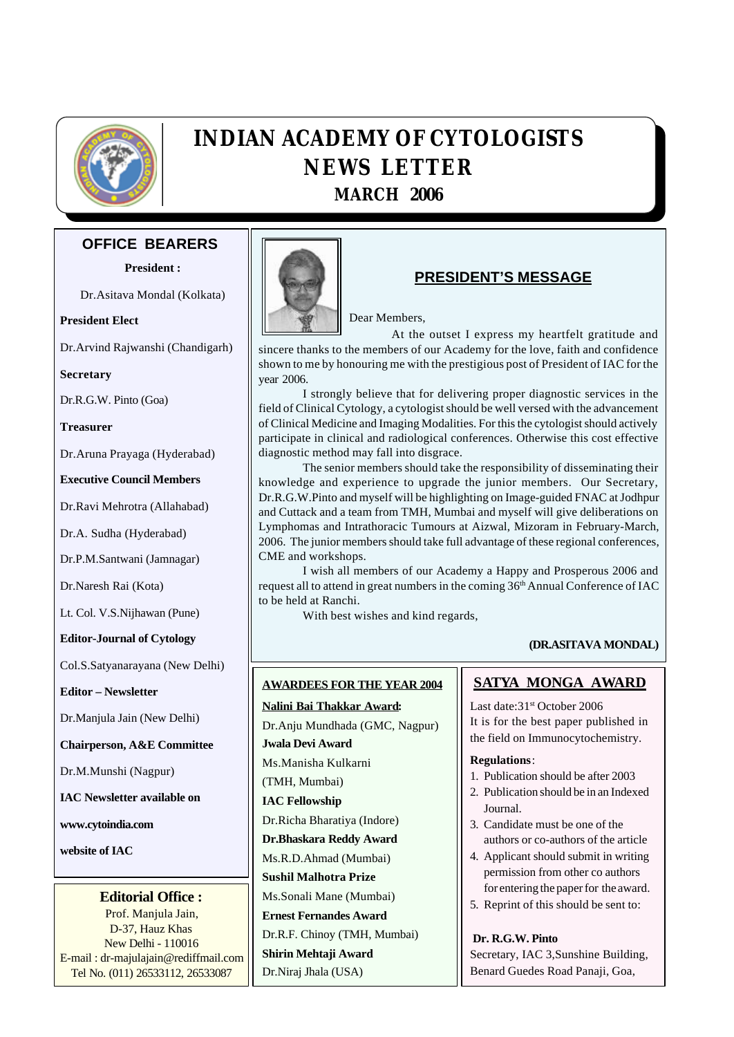# INDIAN ACADEMY OF CYTOLOGISTS
# NEWS LETTER
## MARCH 2006

## OFFICE BEARERS

**President :**

Dr.Asitava Mondal (Kolkata)

**President Elect**

Dr.Arvind Rajwanshi (Chandigarh)

**Secretary**

Dr.R.G.W. Pinto (Goa)

**Treasurer**

Dr.Aruna Prayaga (Hyderabad)

**Executive Council Members**

Dr.Ravi Mehrotra (Allahabad)

Dr.A. Sudha (Hyderabad)

Dr.P.M.Santwani (Jamnagar)

Dr.Naresh Rai (Kota)

Lt. Col. V.S.Nijhawan (Pune)

**Editor-Journal of Cytology**

Col.S.Satyanarayana (New Delhi)

**Editor – Newsletter**

Dr.Manjula Jain (New Delhi)

**Chairperson, A&E Committee**

Dr.M.Munshi (Nagpur)

**IAC Newsletter available on**

**www.cytoindia.com**

**website of IAC**

### Editorial Office :

Prof. Manjula Jain,
D-37, Hauz Khas
New Delhi - 110016
E-mail : dr-majulajain@rediffmail.com
Tel No. (011) 26533112, 26533087

## PRESIDENT'S MESSAGE

Dear Members,

At the outset I express my heartfelt gratitude and sincere thanks to the members of our Academy for the love, faith and confidence shown to me by honouring me with the prestigious post of President of IAC for the year 2006.

I strongly believe that for delivering proper diagnostic services in the field of Clinical Cytology, a cytologist should be well versed with the advancement of Clinical Medicine and Imaging Modalities. For this the cytologist should actively participate in clinical and radiological conferences. Otherwise this cost effective diagnostic method may fall into disgrace.

The senior members should take the responsibility of disseminating their knowledge and experience to upgrade the junior members. Our Secretary, Dr.R.G.W.Pinto and myself will be highlighting on Image-guided FNAC at Jodhpur and Cuttack and a team from TMH, Mumbai and myself will give deliberations on Lymphomas and Intrathoracic Tumours at Aizwal, Mizoram in February-March, 2006. The junior members should take full advantage of these regional conferences, CME and workshops.

I wish all members of our Academy a Happy and Prosperous 2006 and request all to attend in great numbers in the coming 36th Annual Conference of IAC to be held at Ranchi.

With best wishes and kind regards,

**(DR.ASITAVA MONDAL)**

## AWARDEES FOR THE YEAR 2004

**Nalini Bai Thakkar Award:**
Dr.Anju Mundhada (GMC, Nagpur)

**Jwala Devi Award**
Ms.Manisha Kulkarni (TMH, Mumbai)

**IAC Fellowship**
Dr.Richa Bharatiya (Indore)

**Dr.Bhaskara Reddy Award**
Ms.R.D.Ahmad (Mumbai)

**Sushil Malhotra Prize**
Ms.Sonali Mane (Mumbai)

**Ernest Fernandes Award**
Dr.R.F. Chinoy (TMH, Mumbai)

**Shirin Mehtaji Award**
Dr.Niraj Jhala (USA)

## SATYA MONGA AWARD

Last date:31st October 2006
It is for the best paper published in the field on Immunocytochemistry.

**Regulations**:

1. Publication should be after 2003
2. Publication should be in an Indexed Journal.
3. Candidate must be one of the authors or co-authors of the article
4. Applicant should submit in writing permission from other co authors for entering the paper for the award.
5. Reprint of this should be sent to:

**Dr. R.G.W. Pinto**
Secretary, IAC 3,Sunshine Building, Benard Guedes Road Panaji, Goa,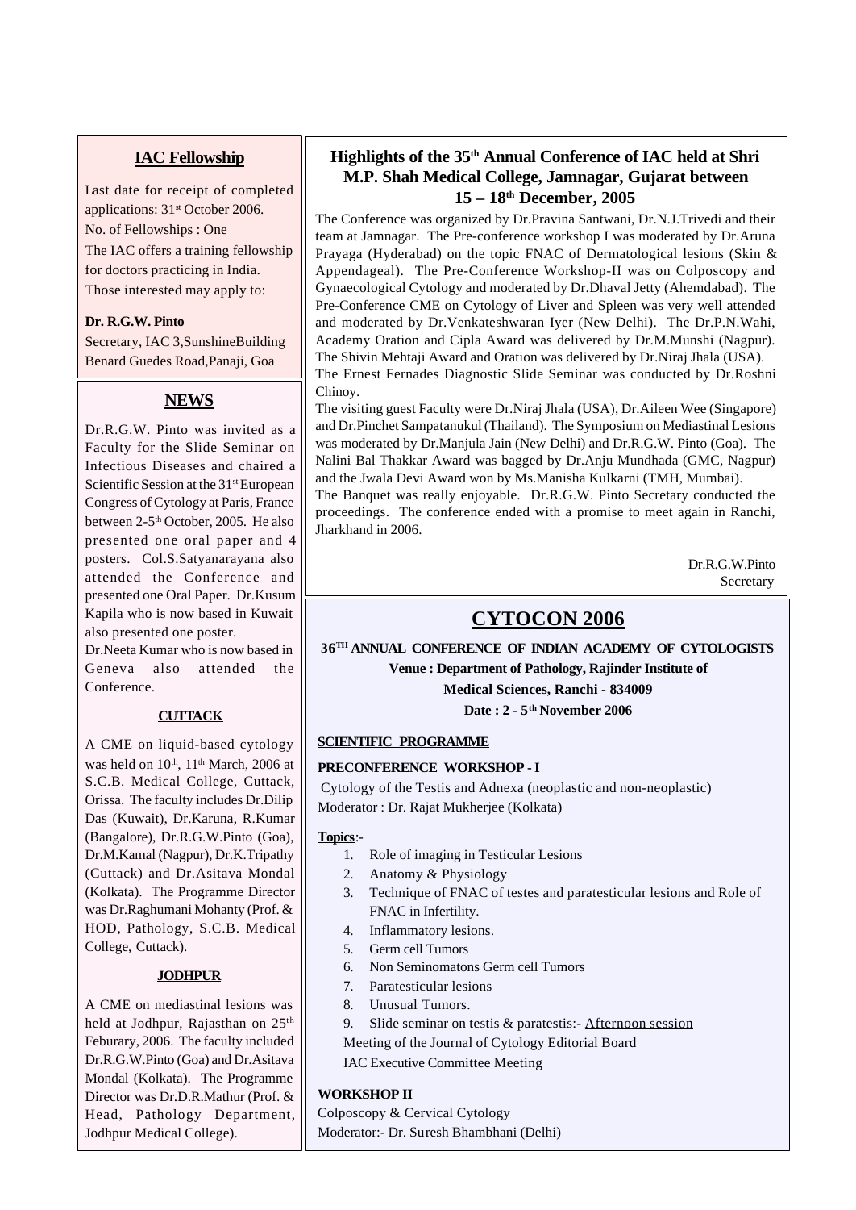## IAC Fellowship

Last date for receipt of completed applications: 31st October 2006.

No. of Fellowships : One

The IAC offers a training fellowship for doctors practicing in India.

Those interested may apply to:

**Dr. R.G.W. Pinto**

Secretary, IAC 3,SunshineBuilding Benard Guedes Road,Panaji, Goa

## NEWS

Dr.R.G.W. Pinto was invited as a Faculty for the Slide Seminar on Infectious Diseases and chaired a Scientific Session at the 31st European Congress of Cytology at Paris, France between 2-5th October, 2005. He also presented one oral paper and 4 posters. Col.S.Satyanarayana also attended the Conference and presented one Oral Paper. Dr.Kusum Kapila who is now based in Kuwait also presented one poster.

Dr.Neeta Kumar who is now based in Geneva also attended the Conference.

### CUTTACK

A CME on liquid-based cytology was held on 10th, 11th March, 2006 at S.C.B. Medical College, Cuttack, Orissa. The faculty includes Dr.Dilip Das (Kuwait), Dr.Karuna, R.Kumar (Bangalore), Dr.R.G.W.Pinto (Goa), Dr.M.Kamal (Nagpur), Dr.K.Tripathy (Cuttack) and Dr.Asitava Mondal (Kolkata). The Programme Director was Dr.Raghumani Mohanty (Prof. & HOD, Pathology, S.C.B. Medical College, Cuttack).

### JODHPUR

A CME on mediastinal lesions was held at Jodhpur, Rajasthan on 25th Feburary, 2006. The faculty included Dr.R.G.W.Pinto (Goa) and Dr.Asitava Mondal (Kolkata). The Programme Director was Dr.D.R.Mathur (Prof. & Head, Pathology Department, Jodhpur Medical College).

## Highlights of the 35th Annual Conference of IAC held at Shri M.P. Shah Medical College, Jamnagar, Gujarat between 15 – 18th December, 2005

The Conference was organized by Dr.Pravina Santwani, Dr.N.J.Trivedi and their team at Jamnagar. The Pre-conference workshop I was moderated by Dr.Aruna Prayaga (Hyderabad) on the topic FNAC of Dermatological lesions (Skin & Appendageal). The Pre-Conference Workshop-II was on Colposcopy and Gynaecological Cytology and moderated by Dr.Dhaval Jetty (Ahemdabad). The Pre-Conference CME on Cytology of Liver and Spleen was very well attended and moderated by Dr.Venkateshwaran Iyer (New Delhi). The Dr.P.N.Wahi, Academy Oration and Cipla Award was delivered by Dr.M.Munshi (Nagpur). The Shivin Mehtaji Award and Oration was delivered by Dr.Niraj Jhala (USA).

The Ernest Fernades Diagnostic Slide Seminar was conducted by Dr.Roshni Chinoy.

The visiting guest Faculty were Dr.Niraj Jhala (USA), Dr.Aileen Wee (Singapore) and Dr.Pinchet Sampatanukul (Thailand). The Symposium on Mediastinal Lesions was moderated by Dr.Manjula Jain (New Delhi) and Dr.R.G.W. Pinto (Goa). The Nalini Bal Thakkar Award was bagged by Dr.Anju Mundhada (GMC, Nagpur) and the Jwala Devi Award won by Ms.Manisha Kulkarni (TMH, Mumbai).

The Banquet was really enjoyable. Dr.R.G.W. Pinto Secretary conducted the proceedings. The conference ended with a promise to meet again in Ranchi, Jharkhand in 2006.

Dr.R.G.W.Pinto
Secretary

## CYTOCON 2006

**36TH ANNUAL CONFERENCE OF INDIAN ACADEMY OF CYTOLOGISTS**

**Venue : Department of Pathology, Rajinder Institute of Medical Sciences, Ranchi - 834009**

**Date : 2 - 5th November 2006**

### SCIENTIFIC PROGRAMME

**PRECONFERENCE WORKSHOP - I**

Cytology of the Testis and Adnexa (neoplastic and non-neoplastic)
Moderator : Dr. Rajat Mukherjee (Kolkata)

**Topics**:-

1. Role of imaging in Testicular Lesions
2. Anatomy & Physiology
3. Technique of FNAC of testes and paratesticular lesions and Role of FNAC in Infertility.
4. Inflammatory lesions.
5. Germ cell Tumors
6. Non Seminomatons Germ cell Tumors
7. Paratesticular lesions
8. Unusual Tumors.
9. Slide seminar on testis & paratestis:- Afternoon session

Meeting of the Journal of Cytology Editorial Board

IAC Executive Committee Meeting

**WORKSHOP II**

Colposcopy & Cervical Cytology
Moderator:- Dr. Suresh Bhambhani (Delhi)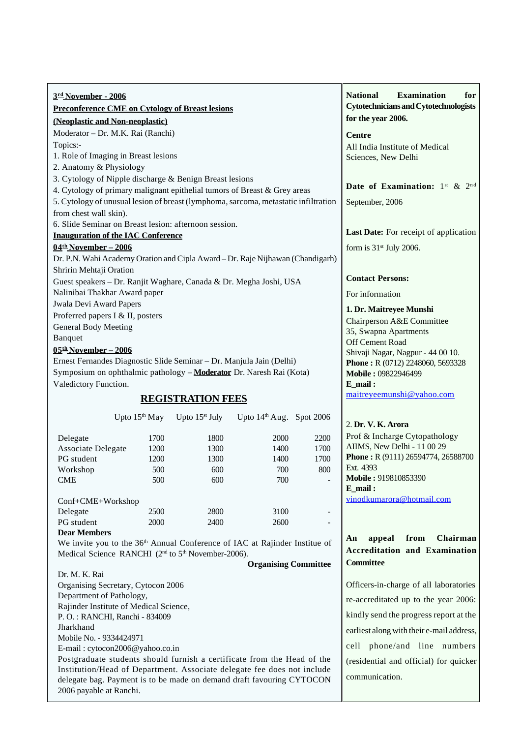**3rd November - 2006**

**Preconference CME on Cytology of Breast lesions (Neoplastic and Non-neoplastic)**

Moderator – Dr. M.K. Rai (Ranchi)

Topics:-

1. Role of Imaging in Breast lesions
2. Anatomy & Physiology
3. Cytology of Nipple discharge & Benign Breast lesions
4. Cytology of primary malignant epithelial tumors of Breast & Grey areas
5. Cytology of unusual lesion of breast (lymphoma, sarcoma, metastatic infiltration from chest wall skin).
6. Slide Seminar on Breast lesion: afternoon session.

**Inauguration of the IAC Conference**

**04th November – 2006**

Dr. P.N. Wahi Academy Oration and Cipla Award – Dr. Raje Nijhawan (Chandigarh)

Shririn Mehtaji Oration

Guest speakers – Dr. Ranjit Waghare, Canada & Dr. Megha Joshi, USA

Nalinibai Thakhar Award paper

Jwala Devi Award Papers

Proferred papers I & II, posters

General Body Meeting

Banquet

**05th November – 2006**

Ernest Fernandes Diagnostic Slide Seminar – Dr. Manjula Jain (Delhi)

Symposium on ophthalmic pathology – **Moderator** Dr. Naresh Rai (Kota)

Valedictory Function.

## REGISTRATION FEES

| | Upto 15th May | Upto 15st July | Upto 14th Aug. | Spot 2006 |
|---|---|---|---|---|
| Delegate | 1700 | 1800 | 2000 | 2200 |
| Associate Delegate | 1200 | 1300 | 1400 | 1700 |
| PG student | 1200 | 1300 | 1400 | 1700 |
| Workshop | 500 | 600 | 700 | 800 |
| CME | 500 | 600 | 700 | - |
| Conf+CME+Workshop | | | | |
| Delegate | 2500 | 2800 | 3100 | - |
| PG student | 2000 | 2400 | 2600 | - |

**Dear Members**

We invite you to the 36th Annual Conference of IAC at Rajinder Institue of Medical Science RANCHI (2nd to 5th November-2006).

**Organising Committee**

Dr. M. K. Rai
Organising Secretary, Cytocon 2006
Department of Pathology,
Rajinder Institute of Medical Science,
P. O. : RANCHI, Ranchi - 834009
Jharkhand
Mobile No. - 9334424971
E-mail : cytocon2006@yahoo.co.in

Postgraduate students should furnish a certificate from the Head of the Institution/Head of Department. Associate delegate fee does not include delegate bag. Payment is to be made on demand draft favouring CYTOCON 2006 payable at Ranchi.

**National Examination for Cytotechnicians and Cytotechnologists for the year 2006.**

**Centre**

All India Institute of Medical Sciences, New Delhi

**Date of Examination:** 1st & 2nd September, 2006

**Last Date:** For receipt of application form is 31st July 2006.

**Contact Persons:**

For information

**1. Dr. Maitreyee Munshi**
Chairperson A&E Committee
35, Swapna Apartments
Off Cement Road
Shivaji Nagar, Nagpur - 44 00 10.
**Phone :** R (0712) 2248060, 5693328
**Mobile :** 09822946499
**E_mail :** maitreyeemunshi@yahoo.com

2. **Dr. V. K. Arora**
Prof & Incharge Cytopathology
AIIMS, New Delhi - 11 00 29
**Phone :** R (9111) 26594774, 26588700 Ext. 4393
**Mobile :** 919810853390
**E_mail :** vinodkumarora@hotmail.com

**An appeal from Chairman Accreditation and Examination Committee**

Officers-in-charge of all laboratories re-accreditated up to the year 2006: kindly send the progress report at the earliest along with their e-mail address, cell phone/and line numbers (residential and official) for quicker communication.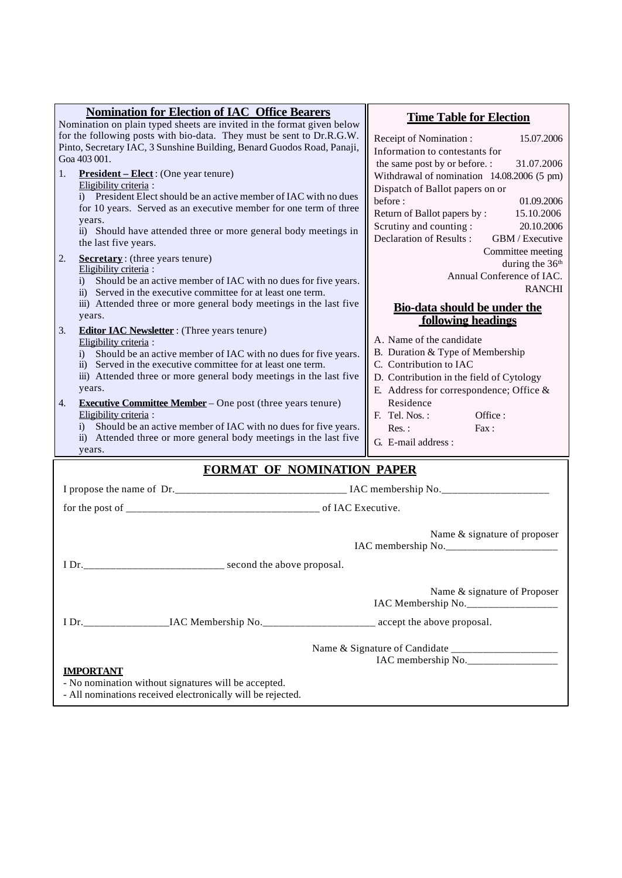## Nomination for Election of IAC Office Bearers

Nomination on plain typed sheets are invited in the format given below for the following posts with bio-data. They must be sent to Dr.R.G.W. Pinto, Secretary IAC, 3 Sunshine Building, Benard Guodos Road, Panaji, Goa 403 001.

1. **President – Elect** : (One year tenure)
   Eligibility criteria :
   i) President Elect should be an active member of IAC with no dues for 10 years. Served as an executive member for one term of three years.
   ii) Should have attended three or more general body meetings in the last five years.
2. **Secretary** : (three years tenure)
   Eligibility criteria :
   i) Should be an active member of IAC with no dues for five years.
   ii) Served in the executive committee for at least one term.
   iii) Attended three or more general body meetings in the last five years.
3. **Editor IAC Newsletter** : (Three years tenure)
   Eligibility criteria :
   i) Should be an active member of IAC with no dues for five years.
   ii) Served in the executive committee for at least one term.
   iii) Attended three or more general body meetings in the last five years.
4. **Executive Committee Member** – One post (three years tenure)
   Eligibility criteria :
   i) Should be an active member of IAC with no dues for five years.
   ii) Attended three or more general body meetings in the last five years.

## Time Table for Election

| | |
|---|---|
| Receipt of Nomination : | 15.07.2006 |
| Information to contestants for the same post by or before. : | 31.07.2006 |
| Withdrawal of nomination | 14.08.2006 (5 pm) |
| Dispatch of Ballot papers on or before : | 01.09.2006 |
| Return of Ballot papers by : | 15.10.2006 |
| Scrutiny and counting : | 20.10.2006 |
| Declaration of Results : | GBM / Executive Committee meeting during the 36th Annual Conference of IAC. RANCHI |

## Bio-data should be under the following headings

A. Name of the candidate
B. Duration & Type of Membership
C. Contribution to IAC
D. Contribution in the field of Cytology
E. Address for correspondence; Office & Residence
F. Tel. Nos. : Office : Res. : Fax :
G. E-mail address :

## FORMAT OF NOMINATION PAPER

I propose the name of Dr.________________________________ IAC membership No.____________________

for the post of ___________________________________ of IAC Executive.

Name & signature of proposer
IAC membership No.____________________

I Dr.__________________________ second the above proposal.

Name & signature of Proposer
IAC Membership No.________________

I Dr.________________IAC Membership No._____________________ accept the above proposal.

Name & Signature of Candidate ____________________
IAC membership No.________________

**IMPORTANT**

- No nomination without signatures will be accepted.
- All nominations received electronically will be rejected.